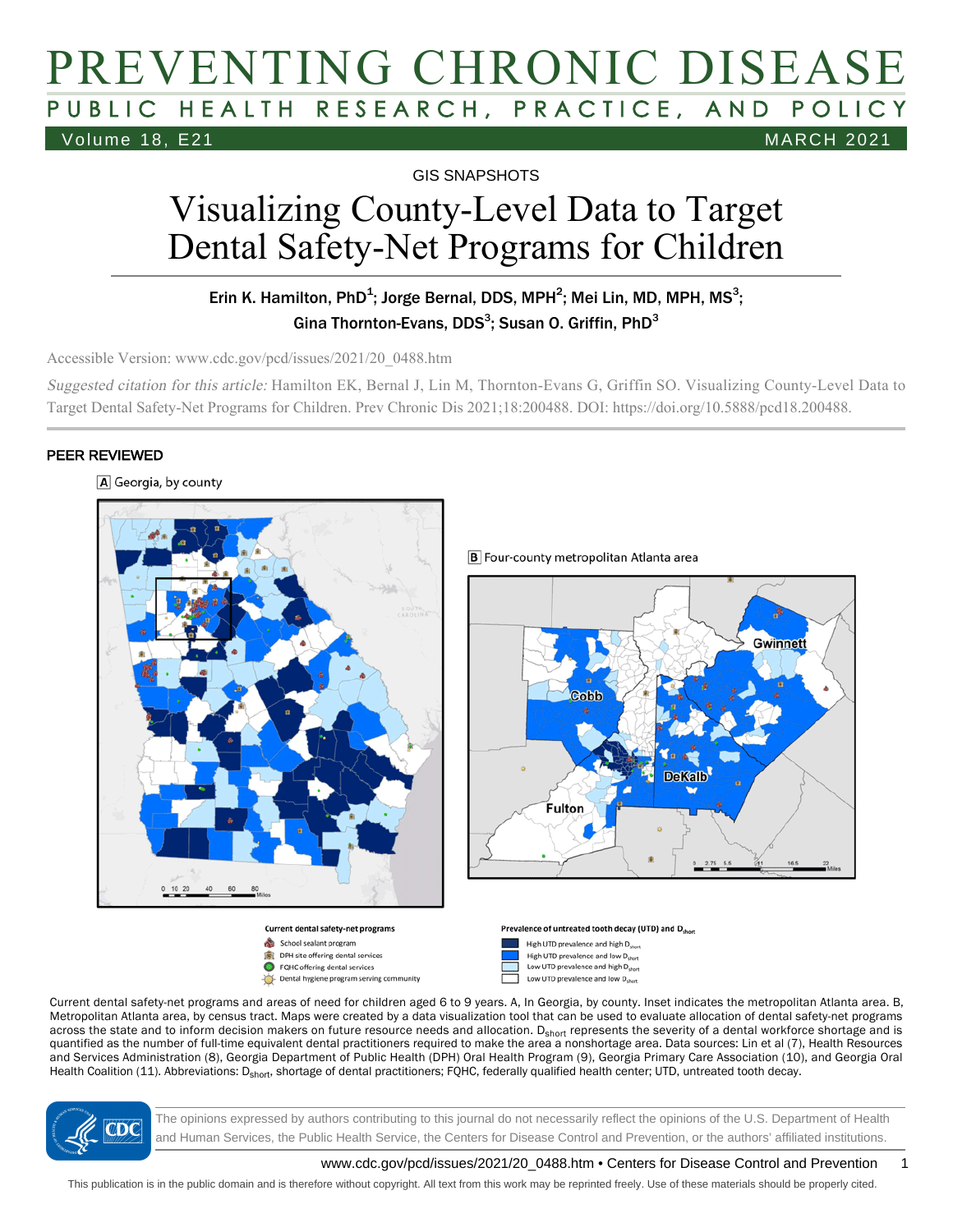# PREVENTING CHRONIC DISEASE

PUBLIC HEALTH RESEARCH, PRACTICE, AND POLICY

GIS SNAPSHOTS

# Visualizing County-Level Data to Target Dental Safety-Net Programs for Children

Erin K. Hamilton, PhD[1]; Jorge Bernal, DDS, MPH[2]; Mei Lin, MD, MPH, MS[3]; Gina Thornton-Evans, DDS[3]; Susan O. Griffin, PhD[3]

Accessible Version: www.cdc.gov/pcd/issues/2021/20_0488.htm

*Suggested citation for this article:* Hamilton EK, Bernal J, Lin M, Thornton-Evans G, Griffin SO. Visualizing County-Level Data to Target Dental Safety-Net Programs for Children. Prev Chronic Dis 2021;18:200488. DOI: https://doi.org/10.5888/pcd18.200488.

**PEER REVIEWED**

A Georgia, by county

B Four-county metropolitan Atlanta area

Current dental safety-net programs
- School sealant program
- DPH site offering dental services
- FQHC offering dental services
- Dental hygiene program serving community

Prevalence of untreated tooth decay (UTD) and $D_{short}$
- High UTD prevalence and high $D_{short}$
- High UTD prevalence and low $D_{short}$
- Low UTD prevalence and high $D_{short}$
- Low UTD prevalence and low $D_{short}$

Current dental safety-net programs and areas of need for children aged 6 to 9 years. A, In Georgia, by county. Inset indicates the metropolitan Atlanta area. B, Metropolitan Atlanta area, by census tract. Maps were created by a data visualization tool that can be used to evaluate allocation of dental safety-net programs across the state and to inform decision makers on future resource needs and allocation. $D_{short}$ represents the severity of a dental workforce shortage and is quantified as the number of full-time equivalent dental practitioners required to make the area a nonshortage area. Data sources: Lin et al (7), Health Resources and Services Administration (8), Georgia Department of Public Health (DPH) Oral Health Program (9), Georgia Primary Care Association (10), and Georgia Oral Health Coalition (11). Abbreviations: $D_{short}$, shortage of dental practitioners; FQHC, federally qualified health center; UTD, untreated tooth decay.

The opinions expressed by authors contributing to this journal do not necessarily reflect the opinions of the U.S. Department of Health and Human Services, the Public Health Service, the Centers for Disease Control and Prevention, or the authors' affiliated institutions.

This publication is in the public domain and is therefore without copyright. All text from this work may be reprinted freely. Use of these materials should be properly cited.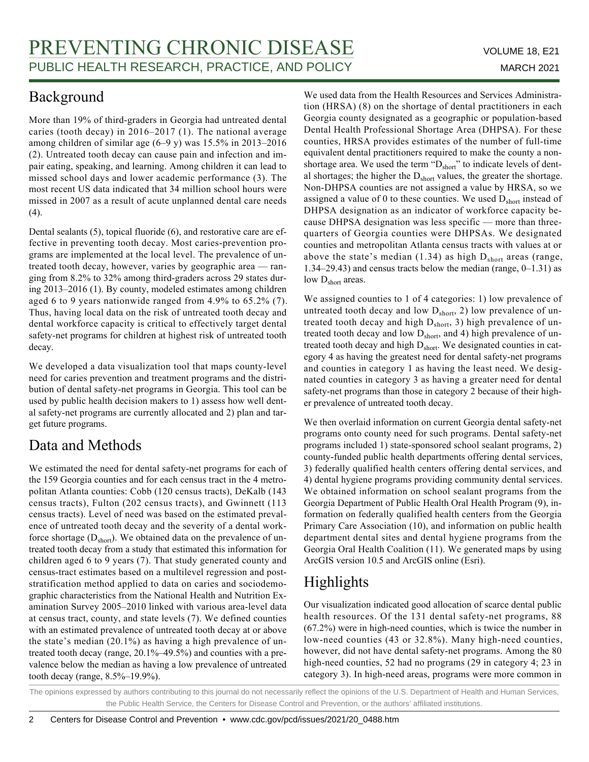## Background

More than 19% of third-graders in Georgia had untreated dental caries (tooth decay) in 2016–2017 (1). The national average among children of similar age (6–9 y) was 15.5% in 2013–2016 (2). Untreated tooth decay can cause pain and infection and impair eating, speaking, and learning. Among children it can lead to missed school days and lower academic performance (3). The most recent US data indicated that 34 million school hours were missed in 2007 as a result of acute unplanned dental care needs (4).

Dental sealants (5), topical fluoride (6), and restorative care are effective in preventing tooth decay. Most caries-prevention programs are implemented at the local level. The prevalence of untreated tooth decay, however, varies by geographic area — ranging from 8.2% to 32% among third-graders across 29 states during 2013–2016 (1). By county, modeled estimates among children aged 6 to 9 years nationwide ranged from 4.9% to 65.2% (7). Thus, having local data on the risk of untreated tooth decay and dental workforce capacity is critical to effectively target dental safety-net programs for children at highest risk of untreated tooth decay.

We developed a data visualization tool that maps county-level need for caries prevention and treatment programs and the distribution of dental safety-net programs in Georgia. This tool can be used by public health decision makers to 1) assess how well dental safety-net programs are currently allocated and 2) plan and target future programs.

## Data and Methods

We estimated the need for dental safety-net programs for each of the 159 Georgia counties and for each census tract in the 4 metropolitan Atlanta counties: Cobb (120 census tracts), DeKalb (143 census tracts), Fulton (202 census tracts), and Gwinnett (113 census tracts). Level of need was based on the estimated prevalence of untreated tooth decay and the severity of a dental workforce shortage ($D_{short}$). We obtained data on the prevalence of untreated tooth decay from a study that estimated this information for children aged 6 to 9 years (7). That study generated county and census-tract estimates based on a multilevel regression and poststratification method applied to data on caries and sociodemographic characteristics from the National Health and Nutrition Examination Survey 2005–2010 linked with various area-level data at census tract, county, and state levels (7). We defined counties with an estimated prevalence of untreated tooth decay at or above the state's median (20.1%) as having a high prevalence of untreated tooth decay (range, 20.1%–49.5%) and counties with a prevalence below the median as having a low prevalence of untreated tooth decay (range, 8.5%–19.9%).

We used data from the Health Resources and Services Administration (HRSA) (8) on the shortage of dental practitioners in each Georgia county designated as a geographic or population-based Dental Health Professional Shortage Area (DHPSA). For these counties, HRSA provides estimates of the number of full-time equivalent dental practitioners required to make the county a nonshortage area. We used the term "$D_{short}$" to indicate levels of dental shortages; the higher the $D_{short}$ values, the greater the shortage. Non-DHPSA counties are not assigned a value by HRSA, so we assigned a value of 0 to these counties. We used $D_{short}$ instead of DHPSA designation as an indicator of workforce capacity because DHPSA designation was less specific — more than three-quarters of Georgia counties were DHPSAs. We designated counties and metropolitan Atlanta census tracts with values at or above the state's median (1.34) as high $D_{short}$ areas (range, 1.34–29.43) and census tracts below the median (range, 0–1.31) as low $D_{short}$ areas.

We assigned counties to 1 of 4 categories: 1) low prevalence of untreated tooth decay and low $D_{short}$, 2) low prevalence of untreated tooth decay and high $D_{short}$, 3) high prevalence of untreated tooth decay and low $D_{short}$, and 4) high prevalence of untreated tooth decay and high $D_{short}$. We designated counties in category 4 as having the greatest need for dental safety-net programs and counties in category 1 as having the least need. We designated counties in category 3 as having a greater need for dental safety-net programs than those in category 2 because of their higher prevalence of untreated tooth decay.

We then overlaid information on current Georgia dental safety-net programs onto county need for such programs. Dental safety-net programs included 1) state-sponsored school sealant programs, 2) county-funded public health departments offering dental services, 3) federally qualified health centers offering dental services, and 4) dental hygiene programs providing community dental services. We obtained information on school sealant programs from the Georgia Department of Public Health Oral Health Program (9), information on federally qualified health centers from the Georgia Primary Care Association (10), and information on public health department dental sites and dental hygiene programs from the Georgia Oral Health Coalition (11). We generated maps by using ArcGIS version 10.5 and ArcGIS online (Esri).

## Highlights

Our visualization indicated good allocation of scarce dental public health resources. Of the 131 dental safety-net programs, 88 (67.2%) were in high-need counties, which is twice the number in low-need counties (43 or 32.8%). Many high-need counties, however, did not have dental safety-net programs. Among the 80 high-need counties, 52 had no programs (29 in category 4; 23 in category 3). In high-need areas, programs were more common in

The opinions expressed by authors contributing to this journal do not necessarily reflect the opinions of the U.S. Department of Health and Human Services, the Public Health Service, the Centers for Disease Control and Prevention, or the authors' affiliated institutions.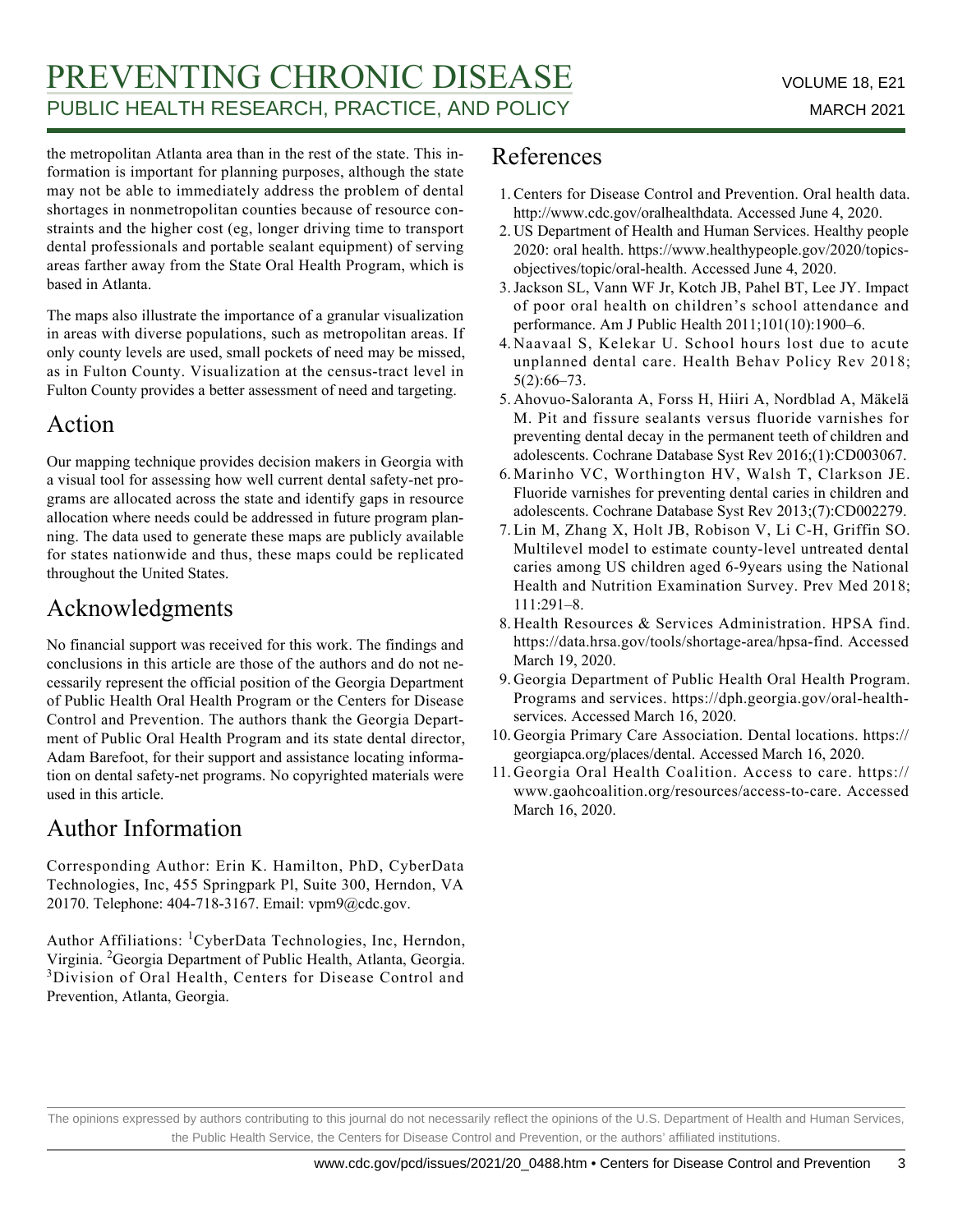the metropolitan Atlanta area than in the rest of the state. This information is important for planning purposes, although the state may not be able to immediately address the problem of dental shortages in nonmetropolitan counties because of resource constraints and the higher cost (eg, longer driving time to transport dental professionals and portable sealant equipment) of serving areas farther away from the State Oral Health Program, which is based in Atlanta.

The maps also illustrate the importance of a granular visualization in areas with diverse populations, such as metropolitan areas. If only county levels are used, small pockets of need may be missed, as in Fulton County. Visualization at the census-tract level in Fulton County provides a better assessment of need and targeting.

## Action

Our mapping technique provides decision makers in Georgia with a visual tool for assessing how well current dental safety-net programs are allocated across the state and identify gaps in resource allocation where needs could be addressed in future program planning. The data used to generate these maps are publicly available for states nationwide and thus, these maps could be replicated throughout the United States.

## Acknowledgments

No financial support was received for this work. The findings and conclusions in this article are those of the authors and do not necessarily represent the official position of the Georgia Department of Public Health Oral Health Program or the Centers for Disease Control and Prevention. The authors thank the Georgia Department of Public Oral Health Program and its state dental director, Adam Barefoot, for their support and assistance locating information on dental safety-net programs. No copyrighted materials were used in this article.

## Author Information

Corresponding Author: Erin K. Hamilton, PhD, CyberData Technologies, Inc, 455 Springpark Pl, Suite 300, Herndon, VA 20170. Telephone: 404-718-3167. Email: vpm9@cdc.gov.

Author Affiliations: [1]CyberData Technologies, Inc, Herndon, Virginia. [2]Georgia Department of Public Health, Atlanta, Georgia. [3]Division of Oral Health, Centers for Disease Control and Prevention, Atlanta, Georgia.

## References

1. Centers for Disease Control and Prevention. Oral health data. http://www.cdc.gov/oralhealthdata. Accessed June 4, 2020.
2. US Department of Health and Human Services. Healthy people 2020: oral health. https://www.healthypeople.gov/2020/topics-objectives/topic/oral-health. Accessed June 4, 2020.
3. Jackson SL, Vann WF Jr, Kotch JB, Pahel BT, Lee JY. Impact of poor oral health on children's school attendance and performance. Am J Public Health 2011;101(10):1900–6.
4. Naavaal S, Kelekar U. School hours lost due to acute unplanned dental care. Health Behav Policy Rev 2018; 5(2):66–73.
5. Ahovuo-Saloranta A, Forss H, Hiiri A, Nordblad A, Mäkelä M. Pit and fissure sealants versus fluoride varnishes for preventing dental decay in the permanent teeth of children and adolescents. Cochrane Database Syst Rev 2016;(1):CD003067.
6. Marinho VC, Worthington HV, Walsh T, Clarkson JE. Fluoride varnishes for preventing dental caries in children and adolescents. Cochrane Database Syst Rev 2013;(7):CD002279.
7. Lin M, Zhang X, Holt JB, Robison V, Li C-H, Griffin SO. Multilevel model to estimate county-level untreated dental caries among US children aged 6-9years using the National Health and Nutrition Examination Survey. Prev Med 2018; 111:291–8.
8. Health Resources & Services Administration. HPSA find. https://data.hrsa.gov/tools/shortage-area/hpsa-find. Accessed March 19, 2020.
9. Georgia Department of Public Health Oral Health Program. Programs and services. https://dph.georgia.gov/oral-health-services. Accessed March 16, 2020.
10. Georgia Primary Care Association. Dental locations. https://georgiapca.org/places/dental. Accessed March 16, 2020.
11. Georgia Oral Health Coalition. Access to care. https://www.gaohcoalition.org/resources/access-to-care. Accessed March 16, 2020.

The opinions expressed by authors contributing to this journal do not necessarily reflect the opinions of the U.S. Department of Health and Human Services, the Public Health Service, the Centers for Disease Control and Prevention, or the authors' affiliated institutions.